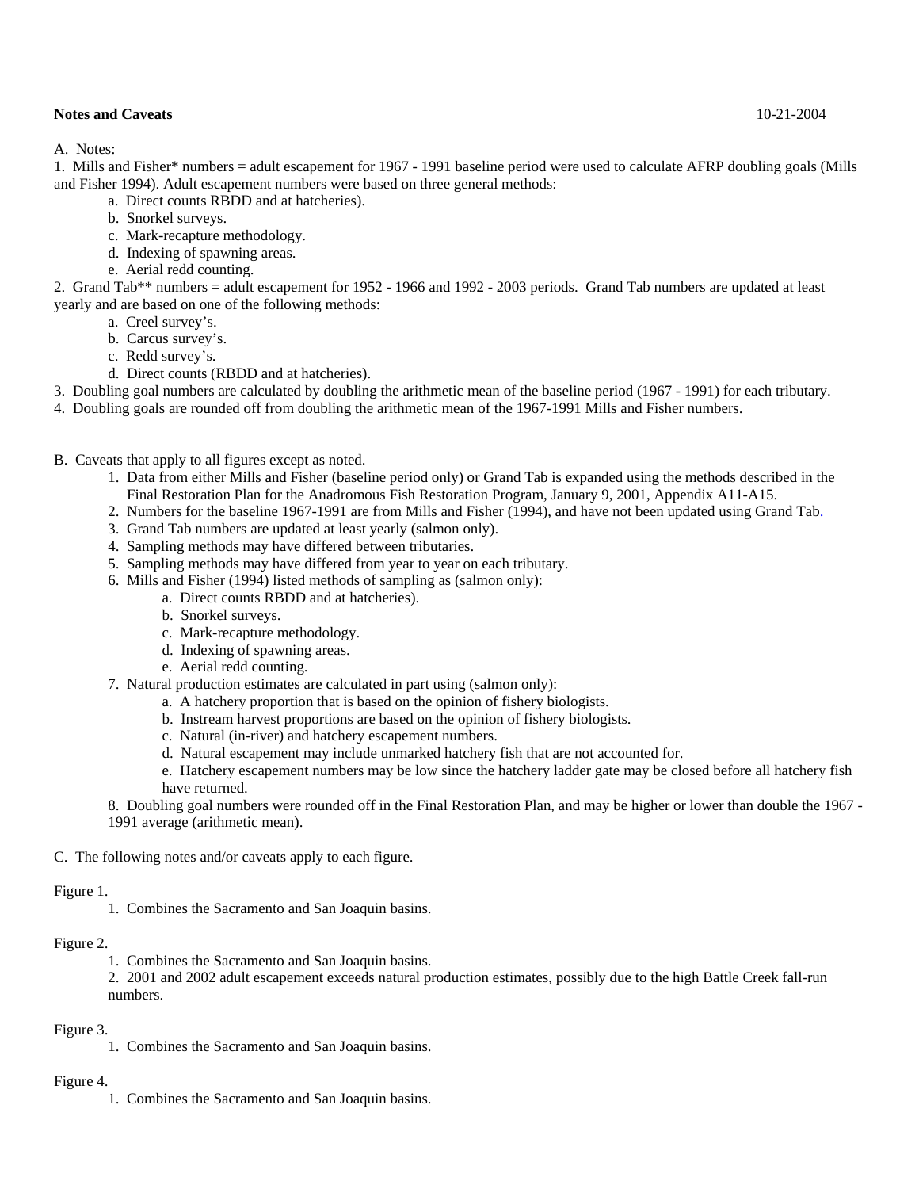**Notes and Caveats** 10-21-2004

A. Notes:

1. Mills and Fisher* numbers = adult escapement for 1967 - 1991 baseline period were used to calculate AFRP doubling goals (Mills and Fisher 1994). Adult escapement numbers were based on three general methods:
   - a. Direct counts RBDD and at hatcheries).
   - b. Snorkel surveys.
   - c. Mark-recapture methodology.
   - d. Indexing of spawning areas.
   - e. Aerial redd counting.
2. Grand Tab** numbers = adult escapement for 1952 - 1966 and 1992 - 2003 periods. Grand Tab numbers are updated at least yearly and are based on one of the following methods:
   - a. Creel survey's.
   - b. Carcus survey's.
   - c. Redd survey's.
   - d. Direct counts (RBDD and at hatcheries).
3. Doubling goal numbers are calculated by doubling the arithmetic mean of the baseline period (1967 - 1991) for each tributary.
4. Doubling goals are rounded off from doubling the arithmetic mean of the 1967-1991 Mills and Fisher numbers.

B. Caveats that apply to all figures except as noted.

1. Data from either Mills and Fisher (baseline period only) or Grand Tab is expanded using the methods described in the Final Restoration Plan for the Anadromous Fish Restoration Program, January 9, 2001, Appendix A11-A15.
2. Numbers for the baseline 1967-1991 are from Mills and Fisher (1994), and have not been updated using Grand Tab.
3. Grand Tab numbers are updated at least yearly (salmon only).
4. Sampling methods may have differed between tributaries.
5. Sampling methods may have differed from year to year on each tributary.
6. Mills and Fisher (1994) listed methods of sampling as (salmon only):
   - a. Direct counts RBDD and at hatcheries).
   - b. Snorkel surveys.
   - c. Mark-recapture methodology.
   - d. Indexing of spawning areas.
   - e. Aerial redd counting.
7. Natural production estimates are calculated in part using (salmon only):
   - a. A hatchery proportion that is based on the opinion of fishery biologists.
   - b. Instream harvest proportions are based on the opinion of fishery biologists.
   - c. Natural (in-river) and hatchery escapement numbers.
   - d. Natural escapement may include unmarked hatchery fish that are not accounted for.
   - e. Hatchery escapement numbers may be low since the hatchery ladder gate may be closed before all hatchery fish have returned.
8. Doubling goal numbers were rounded off in the Final Restoration Plan, and may be higher or lower than double the 1967 - 1991 average (arithmetic mean).

C. The following notes and/or caveats apply to each figure.

Figure 1.

1. Combines the Sacramento and San Joaquin basins.

Figure 2.

1. Combines the Sacramento and San Joaquin basins.
2. 2001 and 2002 adult escapement exceeds natural production estimates, possibly due to the high Battle Creek fall-run numbers.

Figure 3.

1. Combines the Sacramento and San Joaquin basins.

Figure 4.

1. Combines the Sacramento and San Joaquin basins.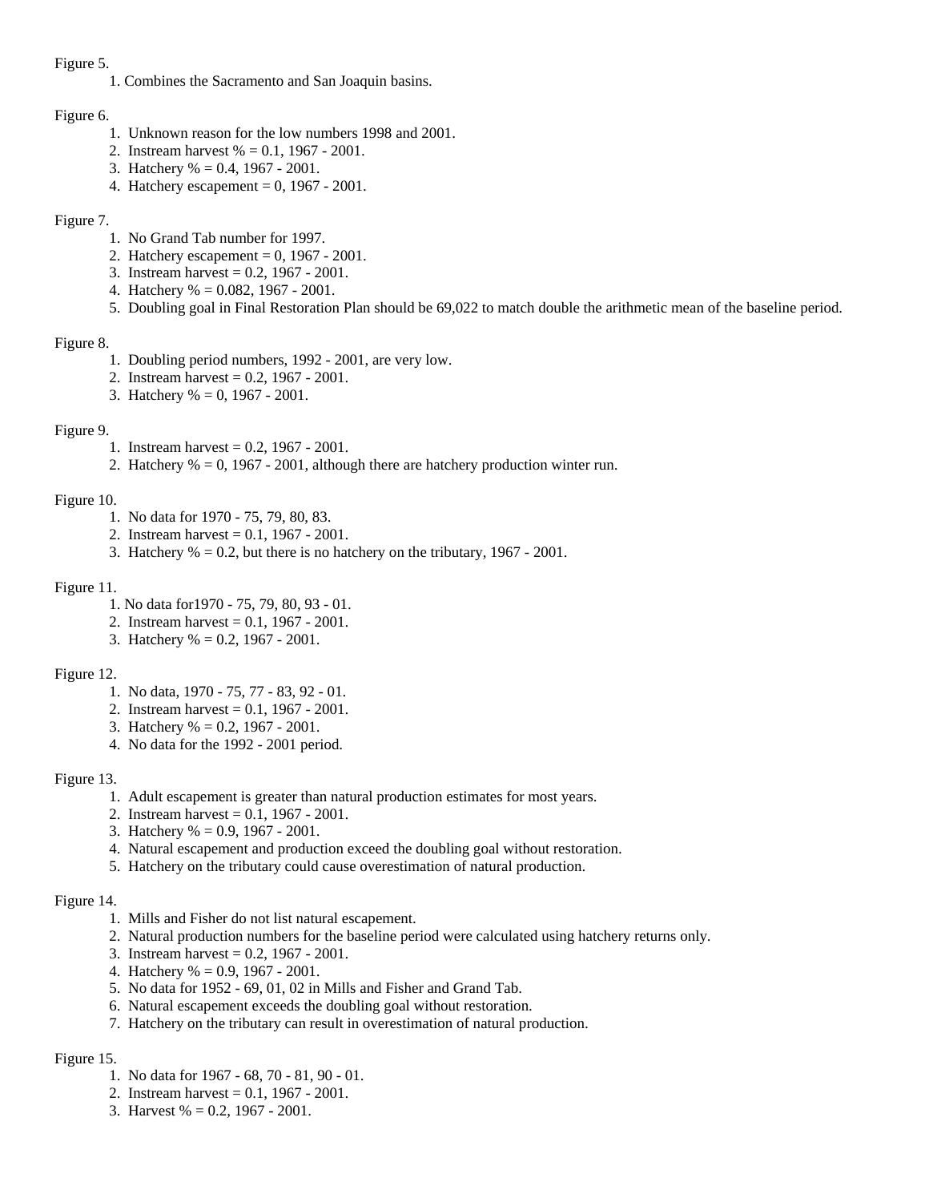Figure 5.

1. Combines the Sacramento and San Joaquin basins.

Figure 6.

1. Unknown reason for the low numbers 1998 and 2001.
2. Instream harvest % = 0.1, 1967 - 2001.
3. Hatchery % = 0.4, 1967 - 2001.
4. Hatchery escapement = 0, 1967 - 2001.

Figure 7.

1. No Grand Tab number for 1997.
2. Hatchery escapement = 0, 1967 - 2001.
3. Instream harvest = 0.2, 1967 - 2001.
4. Hatchery % = 0.082, 1967 - 2001.
5. Doubling goal in Final Restoration Plan should be 69,022 to match double the arithmetic mean of the baseline period.

Figure 8.

1. Doubling period numbers, 1992 - 2001, are very low.
2. Instream harvest = 0.2, 1967 - 2001.
3. Hatchery % = 0, 1967 - 2001.

Figure 9.

1. Instream harvest = 0.2, 1967 - 2001.
2. Hatchery % = 0, 1967 - 2001, although there are hatchery production winter run.

Figure 10.

1. No data for 1970 - 75, 79, 80, 83.
2. Instream harvest = 0.1, 1967 - 2001.
3. Hatchery % = 0.2, but there is no hatchery on the tributary, 1967 - 2001.

Figure 11.

1. No data for1970 - 75, 79, 80, 93 - 01.
2. Instream harvest = 0.1, 1967 - 2001.
3. Hatchery % = 0.2, 1967 - 2001.

Figure 12.

1. No data, 1970 - 75, 77 - 83, 92 - 01.
2. Instream harvest = 0.1, 1967 - 2001.
3. Hatchery % = 0.2, 1967 - 2001.
4. No data for the 1992 - 2001 period.

Figure 13.

1. Adult escapement is greater than natural production estimates for most years.
2. Instream harvest = 0.1, 1967 - 2001.
3. Hatchery % = 0.9, 1967 - 2001.
4. Natural escapement and production exceed the doubling goal without restoration.
5. Hatchery on the tributary could cause overestimation of natural production.

Figure 14.

1. Mills and Fisher do not list natural escapement.
2. Natural production numbers for the baseline period were calculated using hatchery returns only.
3. Instream harvest = 0.2, 1967 - 2001.
4. Hatchery % = 0.9, 1967 - 2001.
5. No data for 1952 - 69, 01, 02 in Mills and Fisher and Grand Tab.
6. Natural escapement exceeds the doubling goal without restoration.
7. Hatchery on the tributary can result in overestimation of natural production.

Figure 15.

1. No data for 1967 - 68, 70 - 81, 90 - 01.
2. Instream harvest = 0.1, 1967 - 2001.
3. Harvest % = 0.2, 1967 - 2001.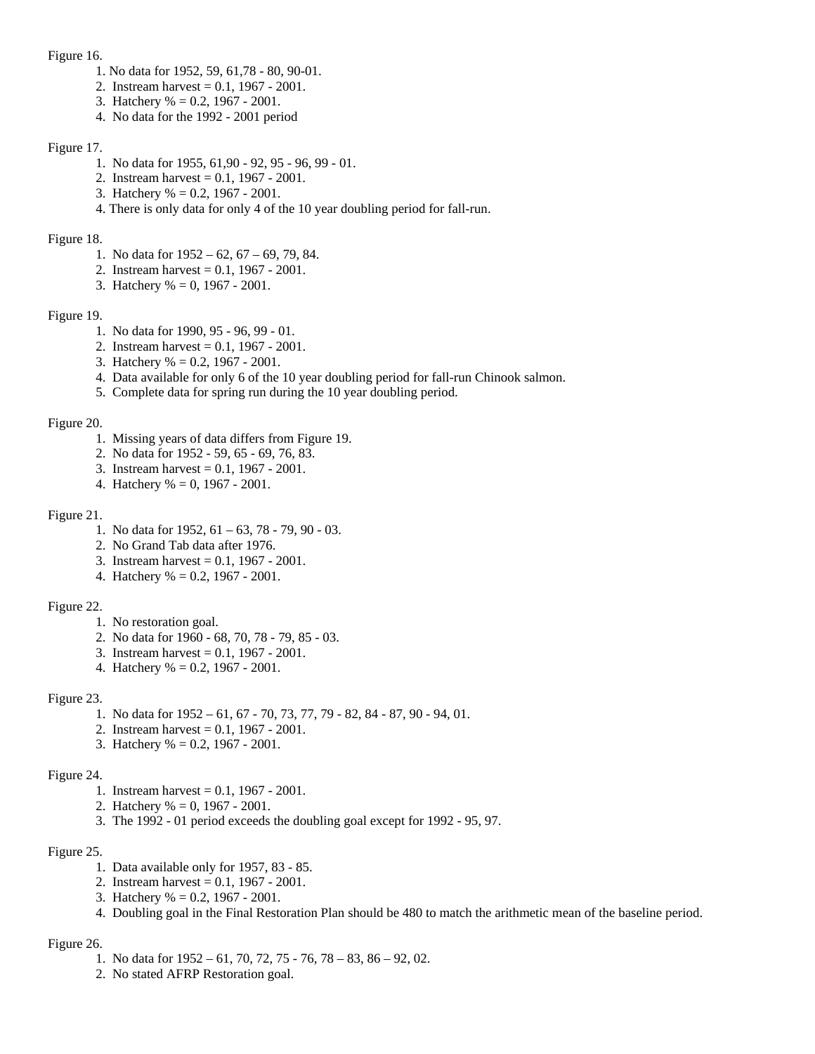Figure 16.

1. No data for 1952, 59, 61,78 - 80, 90-01.
2. Instream harvest = 0.1, 1967 - 2001.
3. Hatchery % = 0.2, 1967 - 2001.
4. No data for the 1992 - 2001 period

Figure 17.

1. No data for 1955, 61,90 - 92, 95 - 96, 99 - 01.
2. Instream harvest = 0.1, 1967 - 2001.
3. Hatchery % = 0.2, 1967 - 2001.
4. There is only data for only 4 of the 10 year doubling period for fall-run.

Figure 18.

1. No data for 1952 – 62, 67 – 69, 79, 84.
2. Instream harvest = 0.1, 1967 - 2001.
3. Hatchery % = 0, 1967 - 2001.

Figure 19.

1. No data for 1990, 95 - 96, 99 - 01.
2. Instream harvest = 0.1, 1967 - 2001.
3. Hatchery % = 0.2, 1967 - 2001.
4. Data available for only 6 of the 10 year doubling period for fall-run Chinook salmon.
5. Complete data for spring run during the 10 year doubling period.

Figure 20.

1. Missing years of data differs from Figure 19.
2. No data for 1952 - 59, 65 - 69, 76, 83.
3. Instream harvest = 0.1, 1967 - 2001.
4. Hatchery % = 0, 1967 - 2001.

Figure 21.

1. No data for 1952, 61 – 63, 78 - 79, 90 - 03.
2. No Grand Tab data after 1976.
3. Instream harvest = 0.1, 1967 - 2001.
4. Hatchery % = 0.2, 1967 - 2001.

Figure 22.

1. No restoration goal.
2. No data for 1960 - 68, 70, 78 - 79, 85 - 03.
3. Instream harvest = 0.1, 1967 - 2001.
4. Hatchery % = 0.2, 1967 - 2001.

Figure 23.

1. No data for 1952 – 61, 67 - 70, 73, 77, 79 - 82, 84 - 87, 90 - 94, 01.
2. Instream harvest = 0.1, 1967 - 2001.
3. Hatchery % = 0.2, 1967 - 2001.

Figure 24.

1. Instream harvest = 0.1, 1967 - 2001.
2. Hatchery % = 0, 1967 - 2001.
3. The 1992 - 01 period exceeds the doubling goal except for 1992 - 95, 97.

Figure 25.

1. Data available only for 1957, 83 - 85.
2. Instream harvest = 0.1, 1967 - 2001.
3. Hatchery % = 0.2, 1967 - 2001.
4. Doubling goal in the Final Restoration Plan should be 480 to match the arithmetic mean of the baseline period.

Figure 26.

1. No data for 1952 – 61, 70, 72, 75 - 76, 78 – 83, 86 – 92, 02.
2. No stated AFRP Restoration goal.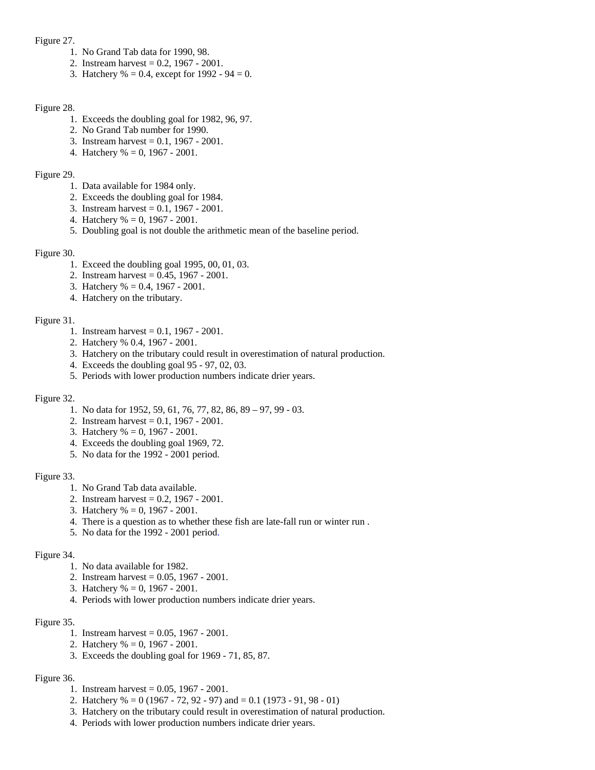Figure 27.

1. No Grand Tab data for 1990, 98.
2. Instream harvest = 0.2, 1967 - 2001.
3. Hatchery % = 0.4, except for 1992 - 94 = 0.

Figure 28.

1. Exceeds the doubling goal for 1982, 96, 97.
2. No Grand Tab number for 1990.
3. Instream harvest = 0.1, 1967 - 2001.
4. Hatchery % = 0, 1967 - 2001.

Figure 29.

1. Data available for 1984 only.
2. Exceeds the doubling goal for 1984.
3. Instream harvest = 0.1, 1967 - 2001.
4. Hatchery % = 0, 1967 - 2001.
5. Doubling goal is not double the arithmetic mean of the baseline period.

Figure 30.

1. Exceed the doubling goal 1995, 00, 01, 03.
2. Instream harvest = 0.45, 1967 - 2001.
3. Hatchery % = 0.4, 1967 - 2001.
4. Hatchery on the tributary.

Figure 31.

1. Instream harvest = 0.1, 1967 - 2001.
2. Hatchery % 0.4, 1967 - 2001.
3. Hatchery on the tributary could result in overestimation of natural production.
4. Exceeds the doubling goal 95 - 97, 02, 03.
5. Periods with lower production numbers indicate drier years.

Figure 32.

1. No data for 1952, 59, 61, 76, 77, 82, 86, 89 – 97, 99 - 03.
2. Instream harvest = 0.1, 1967 - 2001.
3. Hatchery % = 0, 1967 - 2001.
4. Exceeds the doubling goal 1969, 72.
5. No data for the 1992 - 2001 period.

Figure 33.

1. No Grand Tab data available.
2. Instream harvest = 0.2, 1967 - 2001.
3. Hatchery % = 0, 1967 - 2001.
4. There is a question as to whether these fish are late-fall run or winter run .
5. No data for the 1992 - 2001 period.

Figure 34.

1. No data available for 1982.
2. Instream harvest = 0.05, 1967 - 2001.
3. Hatchery % = 0, 1967 - 2001.
4. Periods with lower production numbers indicate drier years.

Figure 35.

1. Instream harvest = 0.05, 1967 - 2001.
2. Hatchery % = 0, 1967 - 2001.
3. Exceeds the doubling goal for 1969 - 71, 85, 87.

Figure 36.

1. Instream harvest = 0.05, 1967 - 2001.
2. Hatchery % = 0 (1967 - 72, 92 - 97) and = 0.1 (1973 - 91, 98 - 01)
3. Hatchery on the tributary could result in overestimation of natural production.
4. Periods with lower production numbers indicate drier years.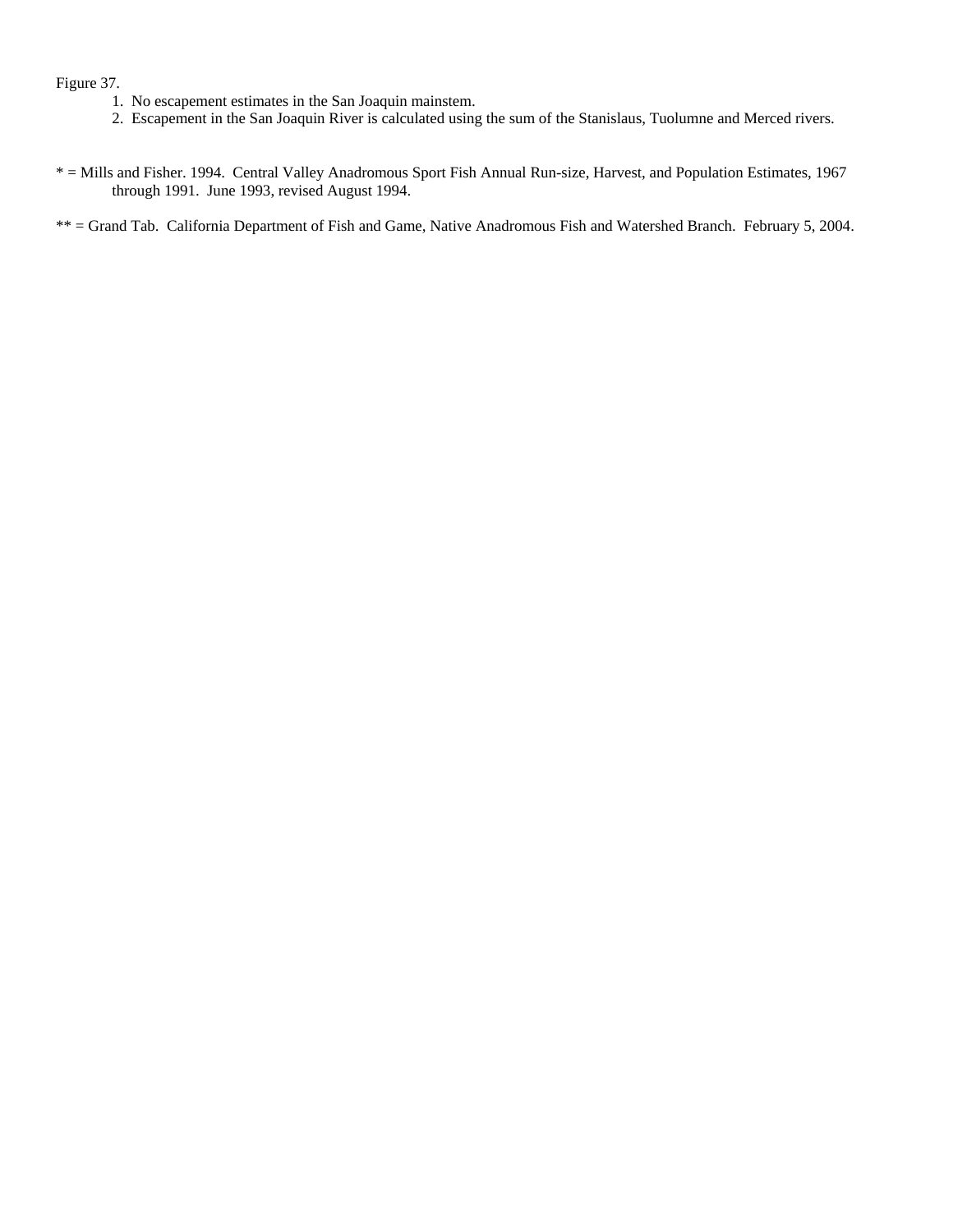Figure 37.

1. No escapement estimates in the San Joaquin mainstem.
2. Escapement in the San Joaquin River is calculated using the sum of the Stanislaus, Tuolumne and Merced rivers.

* = Mills and Fisher. 1994. Central Valley Anadromous Sport Fish Annual Run-size, Harvest, and Population Estimates, 1967 through 1991. June 1993, revised August 1994.

** = Grand Tab. California Department of Fish and Game, Native Anadromous Fish and Watershed Branch. February 5, 2004.